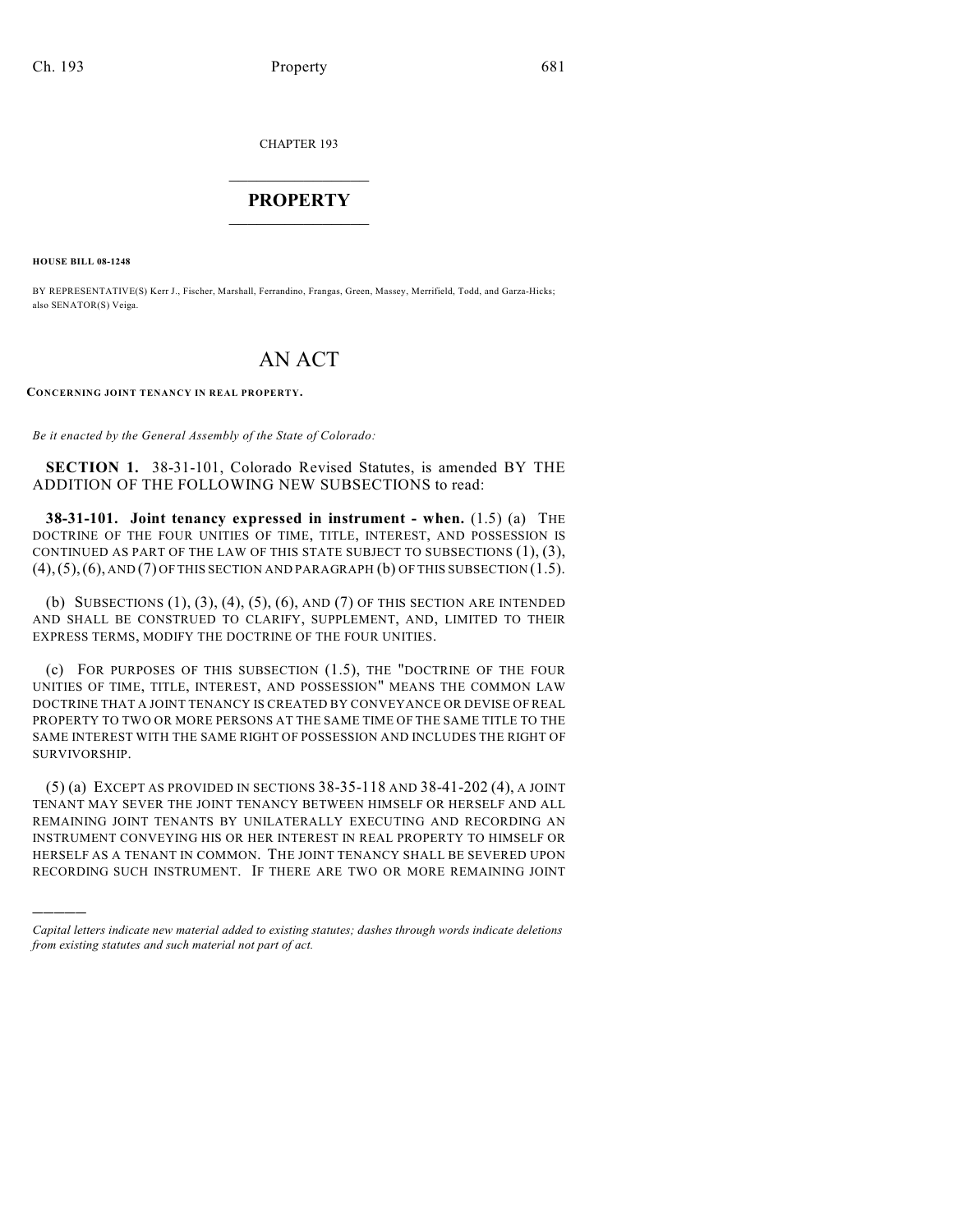CHAPTER 193

# PROPERTY

**HOUSE BILL 08-1248**

BY REPRESENTATIVE(S) Kerr J., Fischer, Marshall, Ferrandino, Frangas, Green, Massey, Merrifield, Todd, and Garza-Hicks; also SENATOR(S) Veiga.

# AN ACT

**CONCERNING JOINT TENANCY IN REAL PROPERTY.**

*Be it enacted by the General Assembly of the State of Colorado:*

**SECTION 1.** 38-31-101, Colorado Revised Statutes, is amended BY THE ADDITION OF THE FOLLOWING NEW SUBSECTIONS to read:

**38-31-101. Joint tenancy expressed in instrument - when.** (1.5) (a) THE DOCTRINE OF THE FOUR UNITIES OF TIME, TITLE, INTEREST, AND POSSESSION IS CONTINUED AS PART OF THE LAW OF THIS STATE SUBJECT TO SUBSECTIONS (1), (3), (4), (5), (6), AND (7) OF THIS SECTION AND PARAGRAPH (b) OF THIS SUBSECTION (1.5).

(b) SUBSECTIONS (1), (3), (4), (5), (6), AND (7) OF THIS SECTION ARE INTENDED AND SHALL BE CONSTRUED TO CLARIFY, SUPPLEMENT, AND, LIMITED TO THEIR EXPRESS TERMS, MODIFY THE DOCTRINE OF THE FOUR UNITIES.

(c) FOR PURPOSES OF THIS SUBSECTION (1.5), THE "DOCTRINE OF THE FOUR UNITIES OF TIME, TITLE, INTEREST, AND POSSESSION" MEANS THE COMMON LAW DOCTRINE THAT A JOINT TENANCY IS CREATED BY CONVEYANCE OR DEVISE OF REAL PROPERTY TO TWO OR MORE PERSONS AT THE SAME TIME OF THE SAME TITLE TO THE SAME INTEREST WITH THE SAME RIGHT OF POSSESSION AND INCLUDES THE RIGHT OF SURVIVORSHIP.

(5) (a) EXCEPT AS PROVIDED IN SECTIONS 38-35-118 AND 38-41-202 (4), A JOINT TENANT MAY SEVER THE JOINT TENANCY BETWEEN HIMSELF OR HERSELF AND ALL REMAINING JOINT TENANTS BY UNILATERALLY EXECUTING AND RECORDING AN INSTRUMENT CONVEYING HIS OR HER INTEREST IN REAL PROPERTY TO HIMSELF OR HERSELF AS A TENANT IN COMMON. THE JOINT TENANCY SHALL BE SEVERED UPON RECORDING SUCH INSTRUMENT. IF THERE ARE TWO OR MORE REMAINING JOINT

---

*Capital letters indicate new material added to existing statutes; dashes through words indicate deletions from existing statutes and such material not part of act.*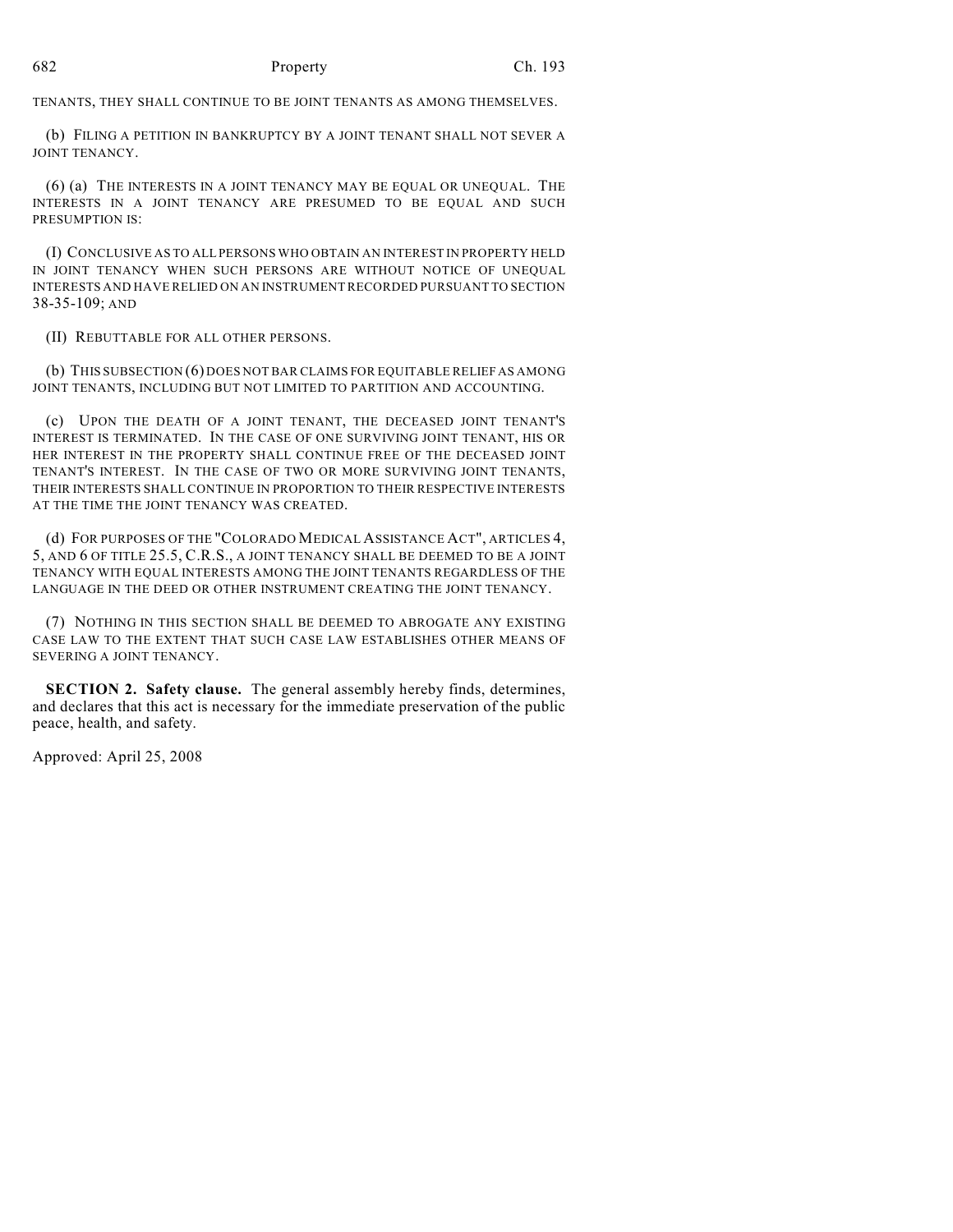TENANTS, THEY SHALL CONTINUE TO BE JOINT TENANTS AS AMONG THEMSELVES.

(b) FILING A PETITION IN BANKRUPTCY BY A JOINT TENANT SHALL NOT SEVER A JOINT TENANCY.

(6) (a) THE INTERESTS IN A JOINT TENANCY MAY BE EQUAL OR UNEQUAL. THE INTERESTS IN A JOINT TENANCY ARE PRESUMED TO BE EQUAL AND SUCH PRESUMPTION IS:

(I) CONCLUSIVE AS TO ALL PERSONS WHO OBTAIN AN INTEREST IN PROPERTY HELD IN JOINT TENANCY WHEN SUCH PERSONS ARE WITHOUT NOTICE OF UNEQUAL INTERESTS AND HAVE RELIED ON AN INSTRUMENT RECORDED PURSUANT TO SECTION 38-35-109; AND

(II) REBUTTABLE FOR ALL OTHER PERSONS.

(b) THIS SUBSECTION (6) DOES NOT BAR CLAIMS FOR EQUITABLE RELIEF AS AMONG JOINT TENANTS, INCLUDING BUT NOT LIMITED TO PARTITION AND ACCOUNTING.

(c) UPON THE DEATH OF A JOINT TENANT, THE DECEASED JOINT TENANT'S INTEREST IS TERMINATED. IN THE CASE OF ONE SURVIVING JOINT TENANT, HIS OR HER INTEREST IN THE PROPERTY SHALL CONTINUE FREE OF THE DECEASED JOINT TENANT'S INTEREST. IN THE CASE OF TWO OR MORE SURVIVING JOINT TENANTS, THEIR INTERESTS SHALL CONTINUE IN PROPORTION TO THEIR RESPECTIVE INTERESTS AT THE TIME THE JOINT TENANCY WAS CREATED.

(d) FOR PURPOSES OF THE "COLORADO MEDICAL ASSISTANCE ACT", ARTICLES 4, 5, AND 6 OF TITLE 25.5, C.R.S., A JOINT TENANCY SHALL BE DEEMED TO BE A JOINT TENANCY WITH EQUAL INTERESTS AMONG THE JOINT TENANTS REGARDLESS OF THE LANGUAGE IN THE DEED OR OTHER INSTRUMENT CREATING THE JOINT TENANCY.

(7) NOTHING IN THIS SECTION SHALL BE DEEMED TO ABROGATE ANY EXISTING CASE LAW TO THE EXTENT THAT SUCH CASE LAW ESTABLISHES OTHER MEANS OF SEVERING A JOINT TENANCY.

**SECTION 2. Safety clause.** The general assembly hereby finds, determines, and declares that this act is necessary for the immediate preservation of the public peace, health, and safety.

Approved: April 25, 2008